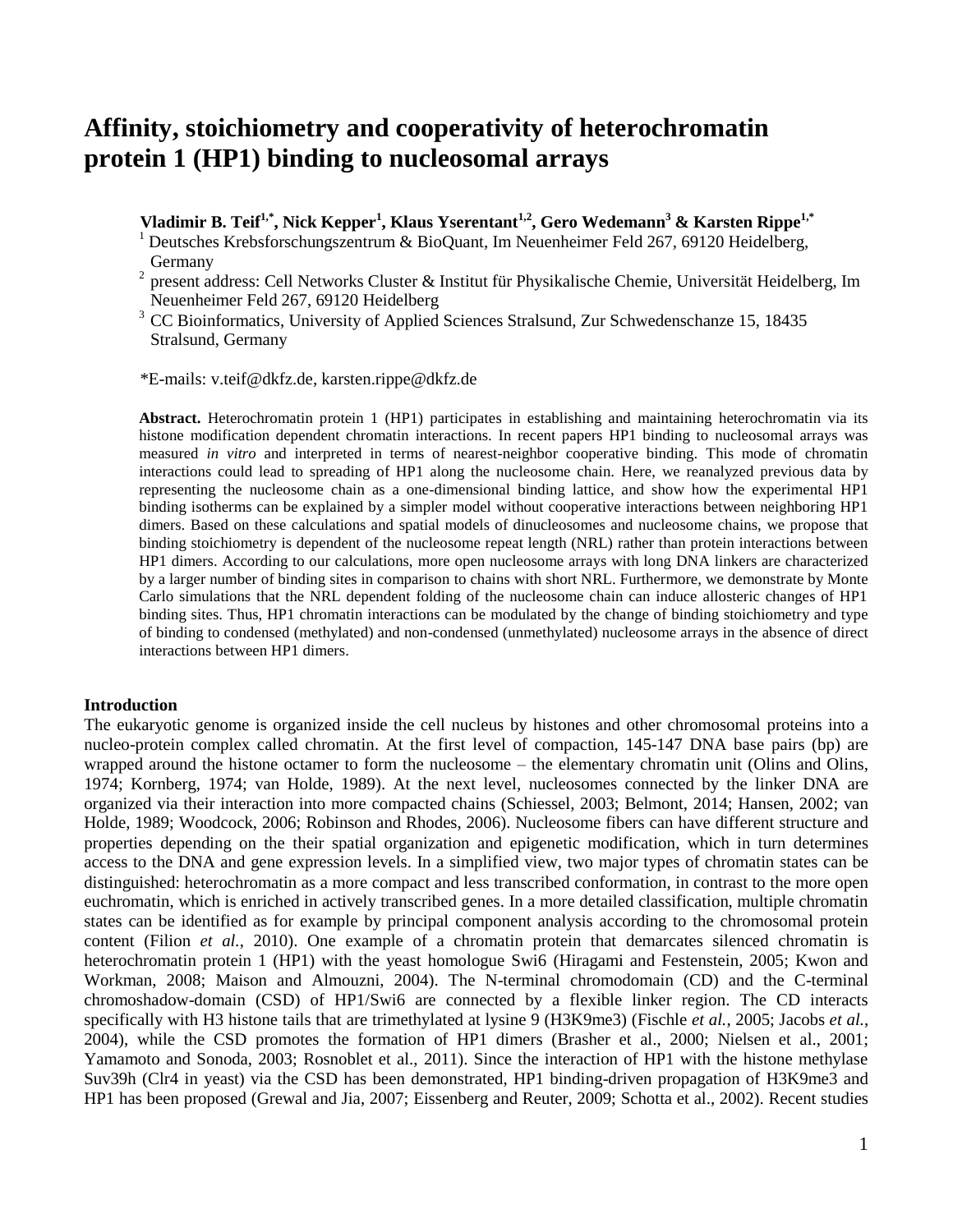# Affinity, stoichiometry and cooperativity of heterochromatin protein 1 (HP1) binding to nucleosomal arrays

**Vladimir B. Teif[1,*], Nick Kepper[1], Klaus Yserentant[1,2], Gero Wedemann[3] & Karsten Rippe[1,*]**

[1] Deutsches Krebsforschungszentrum & BioQuant, Im Neuenheimer Feld 267, 69120 Heidelberg, Germany

[2] present address: Cell Networks Cluster & Institut für Physikalische Chemie, Universität Heidelberg, Im Neuenheimer Feld 267, 69120 Heidelberg

[3] CC Bioinformatics, University of Applied Sciences Stralsund, Zur Schwedenschanze 15, 18435 Stralsund, Germany

*E-mails: v.teif@dkfz.de, karsten.rippe@dkfz.de

**Abstract.** Heterochromatin protein 1 (HP1) participates in establishing and maintaining heterochromatin via its histone modification dependent chromatin interactions. In recent papers HP1 binding to nucleosomal arrays was measured *in vitro* and interpreted in terms of nearest-neighbor cooperative binding. This mode of chromatin interactions could lead to spreading of HP1 along the nucleosome chain. Here, we reanalyzed previous data by representing the nucleosome chain as a one-dimensional binding lattice, and show how the experimental HP1 binding isotherms can be explained by a simpler model without cooperative interactions between neighboring HP1 dimers. Based on these calculations and spatial models of dinucleosomes and nucleosome chains, we propose that binding stoichiometry is dependent of the nucleosome repeat length (NRL) rather than protein interactions between HP1 dimers. According to our calculations, more open nucleosome arrays with long DNA linkers are characterized by a larger number of binding sites in comparison to chains with short NRL. Furthermore, we demonstrate by Monte Carlo simulations that the NRL dependent folding of the nucleosome chain can induce allosteric changes of HP1 binding sites. Thus, HP1 chromatin interactions can be modulated by the change of binding stoichiometry and type of binding to condensed (methylated) and non-condensed (unmethylated) nucleosome arrays in the absence of direct interactions between HP1 dimers.

## Introduction

The eukaryotic genome is organized inside the cell nucleus by histones and other chromosomal proteins into a nucleo-protein complex called chromatin. At the first level of compaction, 145-147 DNA base pairs (bp) are wrapped around the histone octamer to form the nucleosome – the elementary chromatin unit (Olins and Olins, 1974; Kornberg, 1974; van Holde, 1989). At the next level, nucleosomes connected by the linker DNA are organized via their interaction into more compacted chains (Schiessel, 2003; Belmont, 2014; Hansen, 2002; van Holde, 1989; Woodcock, 2006; Robinson and Rhodes, 2006). Nucleosome fibers can have different structure and properties depending on the their spatial organization and epigenetic modification, which in turn determines access to the DNA and gene expression levels. In a simplified view, two major types of chromatin states can be distinguished: heterochromatin as a more compact and less transcribed conformation, in contrast to the more open euchromatin, which is enriched in actively transcribed genes. In a more detailed classification, multiple chromatin states can be identified as for example by principal component analysis according to the chromosomal protein content (Filion *et al.*, 2010). One example of a chromatin protein that demarcates silenced chromatin is heterochromatin protein 1 (HP1) with the yeast homologue Swi6 (Hiragami and Festenstein, 2005; Kwon and Workman, 2008; Maison and Almouzni, 2004). The N-terminal chromodomain (CD) and the C-terminal chromoshadow-domain (CSD) of HP1/Swi6 are connected by a flexible linker region. The CD interacts specifically with H3 histone tails that are trimethylated at lysine 9 (H3K9me3) (Fischle *et al.*, 2005; Jacobs *et al.*, 2004), while the CSD promotes the formation of HP1 dimers (Brasher et al., 2000; Nielsen et al., 2001; Yamamoto and Sonoda, 2003; Rosnoblet et al., 2011). Since the interaction of HP1 with the histone methylase Suv39h (Clr4 in yeast) via the CSD has been demonstrated, HP1 binding-driven propagation of H3K9me3 and HP1 has been proposed (Grewal and Jia, 2007; Eissenberg and Reuter, 2009; Schotta et al., 2002). Recent studies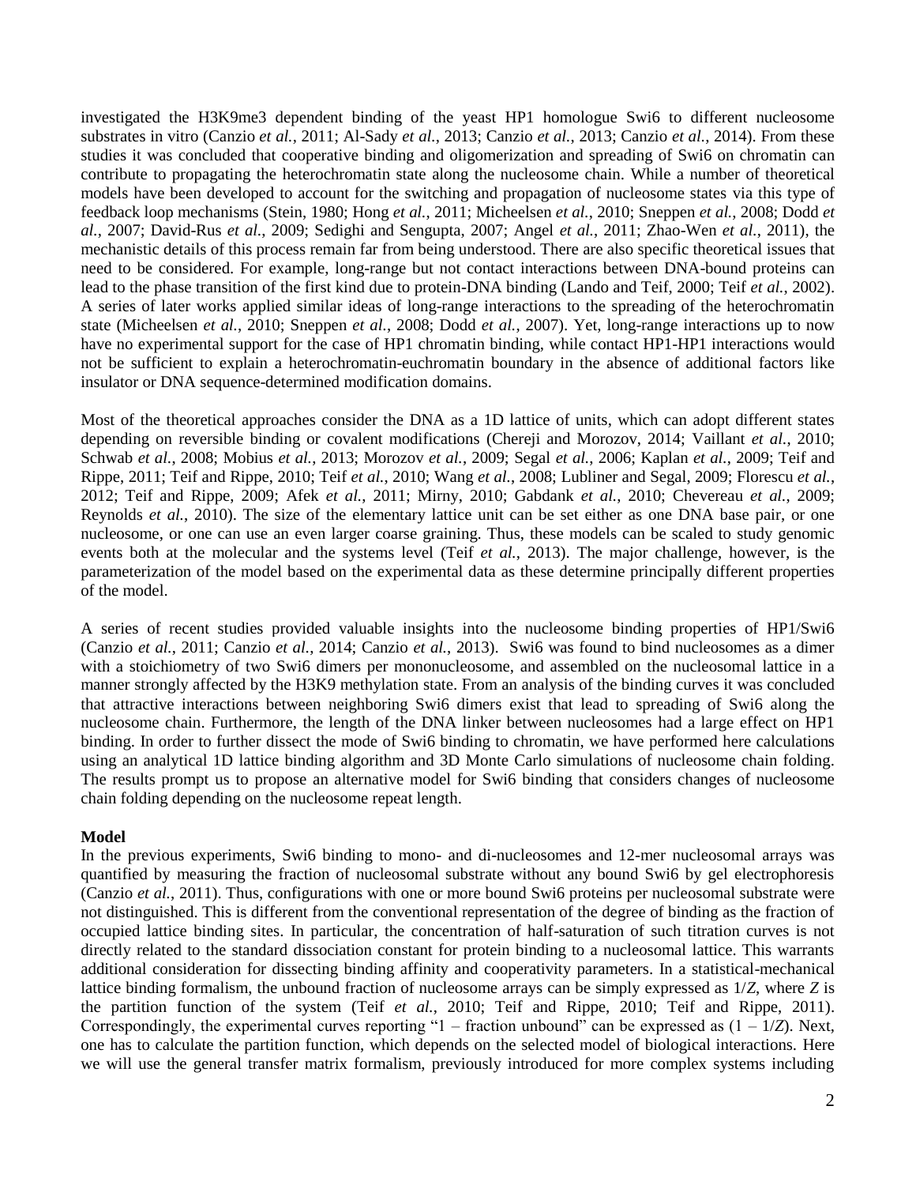investigated the H3K9me3 dependent binding of the yeast HP1 homologue Swi6 to different nucleosome substrates in vitro (Canzio *et al.*, 2011; Al-Sady *et al.*, 2013; Canzio *et al.*, 2013; Canzio *et al.*, 2014). From these studies it was concluded that cooperative binding and oligomerization and spreading of Swi6 on chromatin can contribute to propagating the heterochromatin state along the nucleosome chain. While a number of theoretical models have been developed to account for the switching and propagation of nucleosome states via this type of feedback loop mechanisms (Stein, 1980; Hong *et al.*, 2011; Micheelsen *et al.*, 2010; Sneppen *et al.*, 2008; Dodd *et al.*, 2007; David-Rus *et al.*, 2009; Sedighi and Sengupta, 2007; Angel *et al.*, 2011; Zhao-Wen *et al.*, 2011), the mechanistic details of this process remain far from being understood. There are also specific theoretical issues that need to be considered. For example, long-range but not contact interactions between DNA-bound proteins can lead to the phase transition of the first kind due to protein-DNA binding (Lando and Teif, 2000; Teif *et al.*, 2002). A series of later works applied similar ideas of long-range interactions to the spreading of the heterochromatin state (Micheelsen *et al.*, 2010; Sneppen *et al.*, 2008; Dodd *et al.*, 2007). Yet, long-range interactions up to now have no experimental support for the case of HP1 chromatin binding, while contact HP1-HP1 interactions would not be sufficient to explain a heterochromatin-euchromatin boundary in the absence of additional factors like insulator or DNA sequence-determined modification domains.

Most of the theoretical approaches consider the DNA as a 1D lattice of units, which can adopt different states depending on reversible binding or covalent modifications (Chereji and Morozov, 2014; Vaillant *et al.*, 2010; Schwab *et al.*, 2008; Mobius *et al.*, 2013; Morozov *et al.*, 2009; Segal *et al.*, 2006; Kaplan *et al.*, 2009; Teif and Rippe, 2011; Teif and Rippe, 2010; Teif *et al.*, 2010; Wang *et al.*, 2008; Lubliner and Segal, 2009; Florescu *et al.*, 2012; Teif and Rippe, 2009; Afek *et al.*, 2011; Mirny, 2010; Gabdank *et al.*, 2010; Chevereau *et al.*, 2009; Reynolds *et al.*, 2010). The size of the elementary lattice unit can be set either as one DNA base pair, or one nucleosome, or one can use an even larger coarse graining. Thus, these models can be scaled to study genomic events both at the molecular and the systems level (Teif *et al.*, 2013). The major challenge, however, is the parameterization of the model based on the experimental data as these determine principally different properties of the model.

A series of recent studies provided valuable insights into the nucleosome binding properties of HP1/Swi6 (Canzio *et al.*, 2011; Canzio *et al.*, 2014; Canzio *et al.*, 2013). Swi6 was found to bind nucleosomes as a dimer with a stoichiometry of two Swi6 dimers per mononucleosome, and assembled on the nucleosomal lattice in a manner strongly affected by the H3K9 methylation state. From an analysis of the binding curves it was concluded that attractive interactions between neighboring Swi6 dimers exist that lead to spreading of Swi6 along the nucleosome chain. Furthermore, the length of the DNA linker between nucleosomes had a large effect on HP1 binding. In order to further dissect the mode of Swi6 binding to chromatin, we have performed here calculations using an analytical 1D lattice binding algorithm and 3D Monte Carlo simulations of nucleosome chain folding. The results prompt us to propose an alternative model for Swi6 binding that considers changes of nucleosome chain folding depending on the nucleosome repeat length.

**Model**

In the previous experiments, Swi6 binding to mono- and di-nucleosomes and 12-mer nucleosomal arrays was quantified by measuring the fraction of nucleosomal substrate without any bound Swi6 by gel electrophoresis (Canzio *et al.*, 2011). Thus, configurations with one or more bound Swi6 proteins per nucleosomal substrate were not distinguished. This is different from the conventional representation of the degree of binding as the fraction of occupied lattice binding sites. In particular, the concentration of half-saturation of such titration curves is not directly related to the standard dissociation constant for protein binding to a nucleosomal lattice. This warrants additional consideration for dissecting binding affinity and cooperativity parameters. In a statistical-mechanical lattice binding formalism, the unbound fraction of nucleosome arrays can be simply expressed as $1/Z$, where $Z$ is the partition function of the system (Teif *et al.*, 2010; Teif and Rippe, 2010; Teif and Rippe, 2011). Correspondingly, the experimental curves reporting "1 – fraction unbound" can be expressed as $(1 - 1/Z)$. Next, one has to calculate the partition function, which depends on the selected model of biological interactions. Here we will use the general transfer matrix formalism, previously introduced for more complex systems including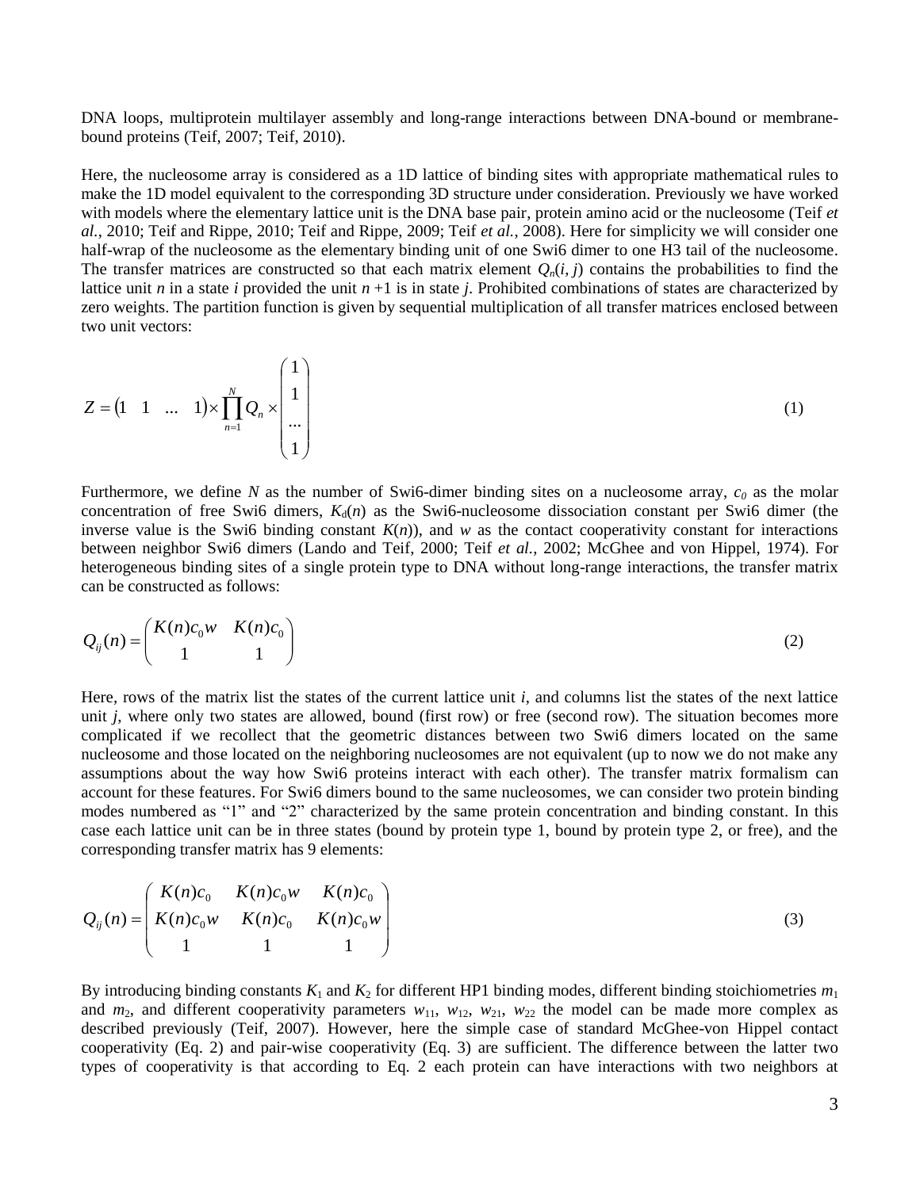DNA loops, multiprotein multilayer assembly and long-range interactions between DNA-bound or membrane-bound proteins (Teif, 2007; Teif, 2010).

Here, the nucleosome array is considered as a 1D lattice of binding sites with appropriate mathematical rules to make the 1D model equivalent to the corresponding 3D structure under consideration. Previously we have worked with models where the elementary lattice unit is the DNA base pair, protein amino acid or the nucleosome (Teif *et al.*, 2010; Teif and Rippe, 2010; Teif and Rippe, 2009; Teif *et al.*, 2008). Here for simplicity we will consider one half-wrap of the nucleosome as the elementary binding unit of one Swi6 dimer to one H3 tail of the nucleosome. The transfer matrices are constructed so that each matrix element $Q_n(i, j)$ contains the probabilities to find the lattice unit $n$ in a state $i$ provided the unit $n+1$ is in state $j$. Prohibited combinations of states are characterized by zero weights. The partition function is given by sequential multiplication of all transfer matrices enclosed between two unit vectors:

$$Z = \begin{pmatrix} 1 & 1 & \ldots & 1 \end{pmatrix} \times \prod_{n=1}^{N} Q_n \times \begin{pmatrix} 1 \\ 1 \\ \ldots \\ 1 \end{pmatrix} \tag{1}$$

Furthermore, we define $N$ as the number of Swi6-dimer binding sites on a nucleosome array, $c_0$ as the molar concentration of free Swi6 dimers, $K_d(n)$ as the Swi6-nucleosome dissociation constant per Swi6 dimer (the inverse value is the Swi6 binding constant $K(n)$), and $w$ as the contact cooperativity constant for interactions between neighbor Swi6 dimers (Lando and Teif, 2000; Teif *et al.*, 2002; McGhee and von Hippel, 1974). For heterogeneous binding sites of a single protein type to DNA without long-range interactions, the transfer matrix can be constructed as follows:

$$Q_{ij}(n) = \begin{pmatrix} K(n)c_0 w & K(n)c_0 \\ 1 & 1 \end{pmatrix} \tag{2}$$

Here, rows of the matrix list the states of the current lattice unit $i$, and columns list the states of the next lattice unit $j$, where only two states are allowed, bound (first row) or free (second row). The situation becomes more complicated if we recollect that the geometric distances between two Swi6 dimers located on the same nucleosome and those located on the neighboring nucleosomes are not equivalent (up to now we do not make any assumptions about the way how Swi6 proteins interact with each other). The transfer matrix formalism can account for these features. For Swi6 dimers bound to the same nucleosomes, we can consider two protein binding modes numbered as "1" and "2" characterized by the same protein concentration and binding constant. In this case each lattice unit can be in three states (bound by protein type 1, bound by protein type 2, or free), and the corresponding transfer matrix has 9 elements:

$$Q_{ij}(n) = \begin{pmatrix} K(n)c_0 & K(n)c_0 w & K(n)c_0 \\ K(n)c_0 w & K(n)c_0 & K(n)c_0 w \\ 1 & 1 & 1 \end{pmatrix} \tag{3}$$

By introducing binding constants $K_1$ and $K_2$ for different HP1 binding modes, different binding stoichiometries $m_1$ and $m_2$, and different cooperativity parameters $w_{11}$, $w_{12}$, $w_{21}$, $w_{22}$ the model can be made more complex as described previously (Teif, 2007). However, here the simple case of standard McGhee-von Hippel contact cooperativity (Eq. 2) and pair-wise cooperativity (Eq. 3) are sufficient. The difference between the latter two types of cooperativity is that according to Eq. 2 each protein can have interactions with two neighbors at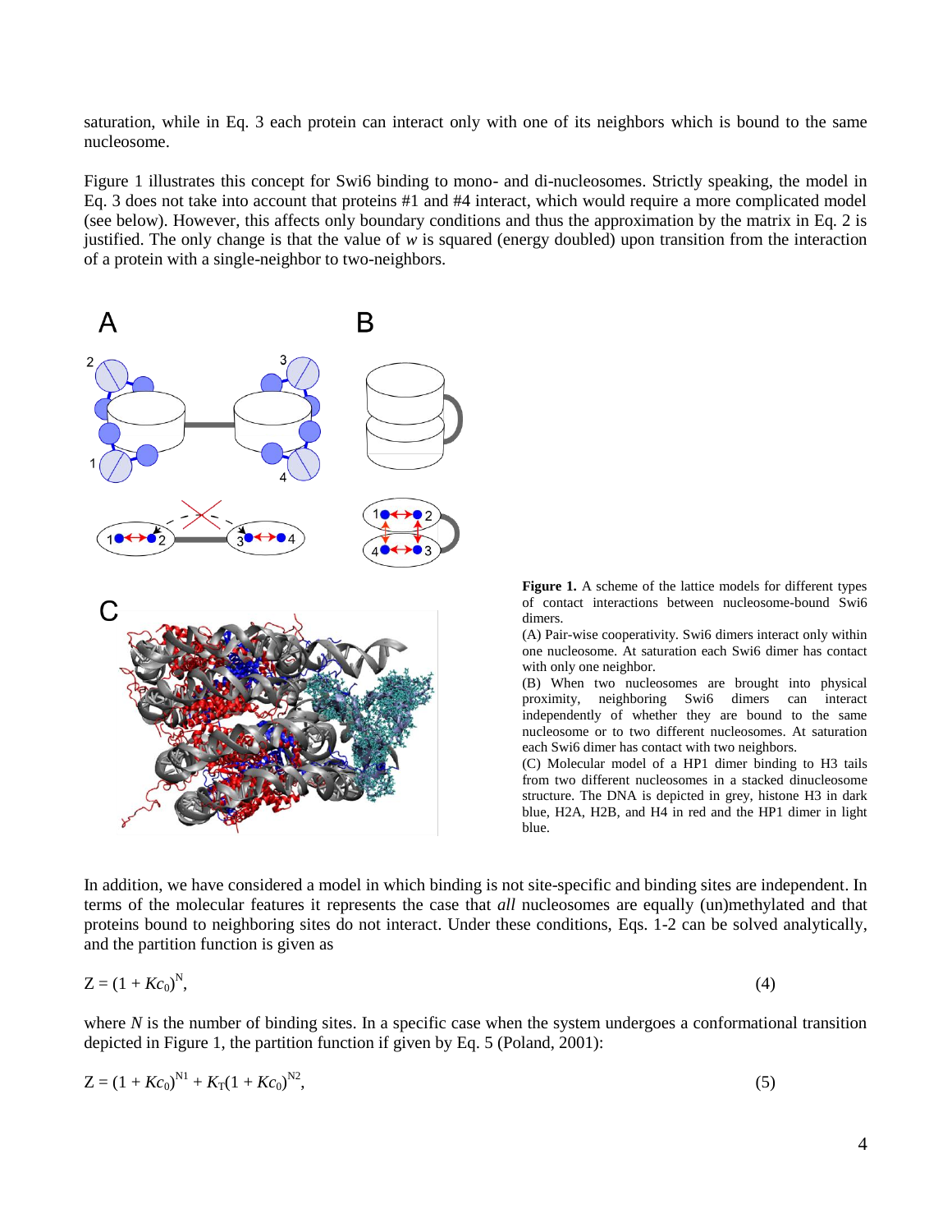saturation, while in Eq. 3 each protein can interact only with one of its neighbors which is bound to the same nucleosome.

Figure 1 illustrates this concept for Swi6 binding to mono- and di-nucleosomes. Strictly speaking, the model in Eq. 3 does not take into account that proteins #1 and #4 interact, which would require a more complicated model (see below). However, this affects only boundary conditions and thus the approximation by the matrix in Eq. 2 is justified. The only change is that the value of $w$ is squared (energy doubled) upon transition from the interaction of a protein with a single-neighbor to two-neighbors.

**Figure 1.** A scheme of the lattice models for different types of contact interactions between nucleosome-bound Swi6 dimers.
(A) Pair-wise cooperativity. Swi6 dimers interact only within one nucleosome. At saturation each Swi6 dimer has contact with only one neighbor.
(B) When two nucleosomes are brought into physical proximity, neighboring Swi6 dimers can interact independently of whether they are bound to the same nucleosome or to two different nucleosomes. At saturation each Swi6 dimer has contact with two neighbors.
(C) Molecular model of a HP1 dimer binding to H3 tails from two different nucleosomes in a stacked dinucleosome structure. The DNA is depicted in grey, histone H3 in dark blue, H2A, H2B, and H4 in red and the HP1 dimer in light blue.

In addition, we have considered a model in which binding is not site-specific and binding sites are independent. In terms of the molecular features it represents the case that *all* nucleosomes are equally (un)methylated and that proteins bound to neighboring sites do not interact. Under these conditions, Eqs. 1-2 can be solved analytically, and the partition function is given as

$$Z = (1 + Kc_0)^N, \tag{4}$$

where $N$ is the number of binding sites. In a specific case when the system undergoes a conformational transition depicted in Figure 1, the partition function if given by Eq. 5 (Poland, 2001):

$$Z = (1 + Kc_0)^{N1} + K_T(1 + Kc_0)^{N2}, \tag{5}$$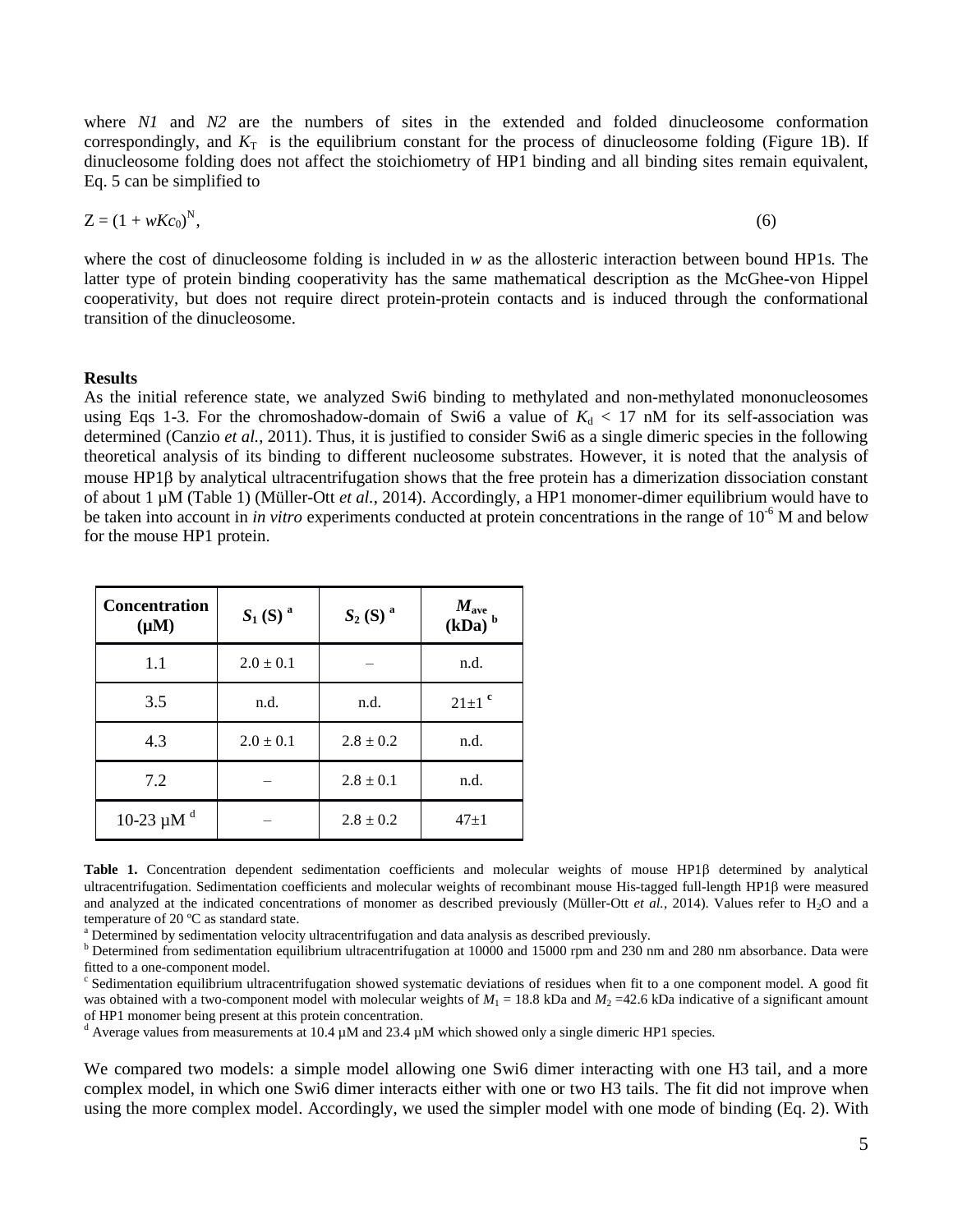where *N1* and *N2* are the numbers of sites in the extended and folded dinucleosome conformation correspondingly, and $K_T$ is the equilibrium constant for the process of dinucleosome folding (Figure 1B). If dinucleosome folding does not affect the stoichiometry of HP1 binding and all binding sites remain equivalent, Eq. 5 can be simplified to

$$Z = (1 + wKc_0)^N, \tag{6}$$

where the cost of dinucleosome folding is included in *w* as the allosteric interaction between bound HP1s. The latter type of protein binding cooperativity has the same mathematical description as the McGhee-von Hippel cooperativity, but does not require direct protein-protein contacts and is induced through the conformational transition of the dinucleosome.

## Results

As the initial reference state, we analyzed Swi6 binding to methylated and non-methylated mononucleosomes using Eqs 1-3. For the chromoshadow-domain of Swi6 a value of $K_d$ < 17 nM for its self-association was determined (Canzio *et al.*, 2011). Thus, it is justified to consider Swi6 as a single dimeric species in the following theoretical analysis of its binding to different nucleosome substrates. However, it is noted that the analysis of mouse HP1β by analytical ultracentrifugation shows that the free protein has a dimerization dissociation constant of about 1 µM (Table 1) (Müller-Ott *et al.*, 2014). Accordingly, a HP1 monomer-dimer equilibrium would have to be taken into account in *in vitro* experiments conducted at protein concentrations in the range of $10^{-6}$ M and below for the mouse HP1 protein.

| Concentration (µM) | $S_1$ (S) [a] | $S_2$ (S) [a] | $M_{ave}$ (kDa) [b] |
|---|---|---|---|
| 1.1 | 2.0 ± 0.1 | – | n.d. |
| 3.5 | n.d. | n.d. | 21±1 [c] |
| 4.3 | 2.0 ± 0.1 | 2.8 ± 0.2 | n.d. |
| 7.2 | – | 2.8 ± 0.1 | n.d. |
| 10-23 µM [d] | – | 2.8 ± 0.2 | 47±1 |

**Table 1.** Concentration dependent sedimentation coefficients and molecular weights of mouse HP1β determined by analytical ultracentrifugation. Sedimentation coefficients and molecular weights of recombinant mouse His-tagged full-length HP1β were measured and analyzed at the indicated concentrations of monomer as described previously (Müller-Ott *et al.*, 2014). Values refer to $H_2O$ and a temperature of 20 ºC as standard state.

[a] Determined by sedimentation velocity ultracentrifugation and data analysis as described previously.

[b] Determined from sedimentation equilibrium ultracentrifugation at 10000 and 15000 rpm and 230 nm and 280 nm absorbance. Data were fitted to a one-component model.

[c] Sedimentation equilibrium ultracentrifugation showed systematic deviations of residues when fit to a one component model. A good fit was obtained with a two-component model with molecular weights of $M_1$ = 18.8 kDa and $M_2$ =42.6 kDa indicative of a significant amount of HP1 monomer being present at this protein concentration.

[d] Average values from measurements at 10.4 µM and 23.4 µM which showed only a single dimeric HP1 species.

We compared two models: a simple model allowing one Swi6 dimer interacting with one H3 tail, and a more complex model, in which one Swi6 dimer interacts either with one or two H3 tails. The fit did not improve when using the more complex model. Accordingly, we used the simpler model with one mode of binding (Eq. 2). With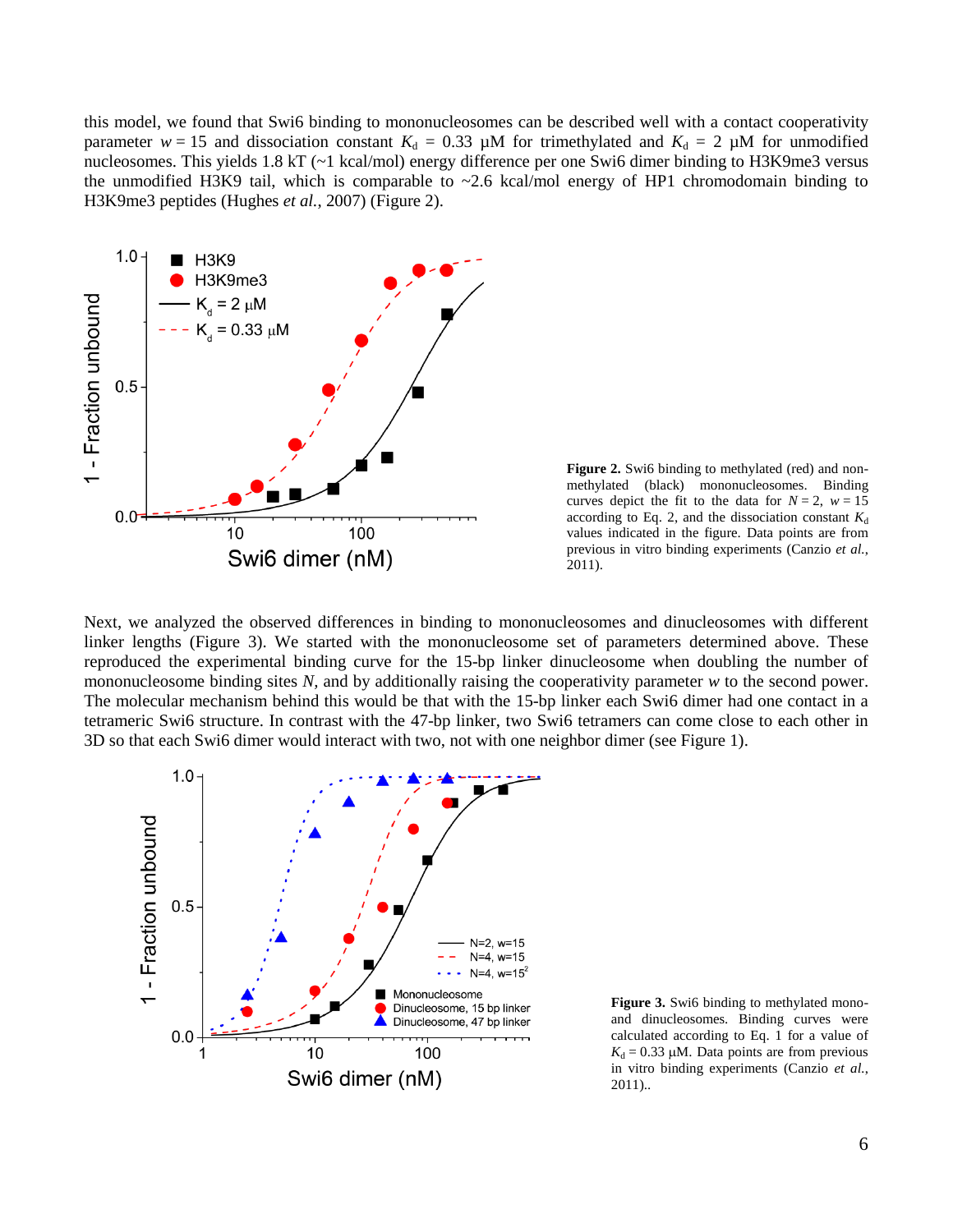this model, we found that Swi6 binding to mononucleosomes can be described well with a contact cooperativity parameter $w = 15$ and dissociation constant $K_d$ = 0.33 μM for trimethylated and $K_d$ = 2 μM for unmodified nucleosomes. This yields 1.8 kT (~1 kcal/mol) energy difference per one Swi6 dimer binding to H3K9me3 versus the unmodified H3K9 tail, which is comparable to ~2.6 kcal/mol energy of HP1 chromodomain binding to H3K9me3 peptides (Hughes *et al.*, 2007) (Figure 2).

**Figure 2.** Swi6 binding to methylated (red) and non-methylated (black) mononucleosomes. Binding curves depict the fit to the data for $N = 2$, $w = 15$ according to Eq. 2, and the dissociation constant $K_d$ values indicated in the figure. Data points are from previous in vitro binding experiments (Canzio *et al.*, 2011).

Next, we analyzed the observed differences in binding to mononucleosomes and dinucleosomes with different linker lengths (Figure 3). We started with the mononucleosome set of parameters determined above. These reproduced the experimental binding curve for the 15-bp linker dinucleosome when doubling the number of mononucleosome binding sites $N$, and by additionally raising the cooperativity parameter $w$ to the second power. The molecular mechanism behind this would be that with the 15-bp linker each Swi6 dimer had one contact in a tetrameric Swi6 structure. In contrast with the 47-bp linker, two Swi6 tetramers can come close to each other in 3D so that each Swi6 dimer would interact with two, not with one neighbor dimer (see Figure 1).

**Figure 3.** Swi6 binding to methylated mono- and dinucleosomes. Binding curves were calculated according to Eq. 1 for a value of $K_d$ = 0.33 μM. Data points are from previous in vitro binding experiments (Canzio *et al.*, 2011)..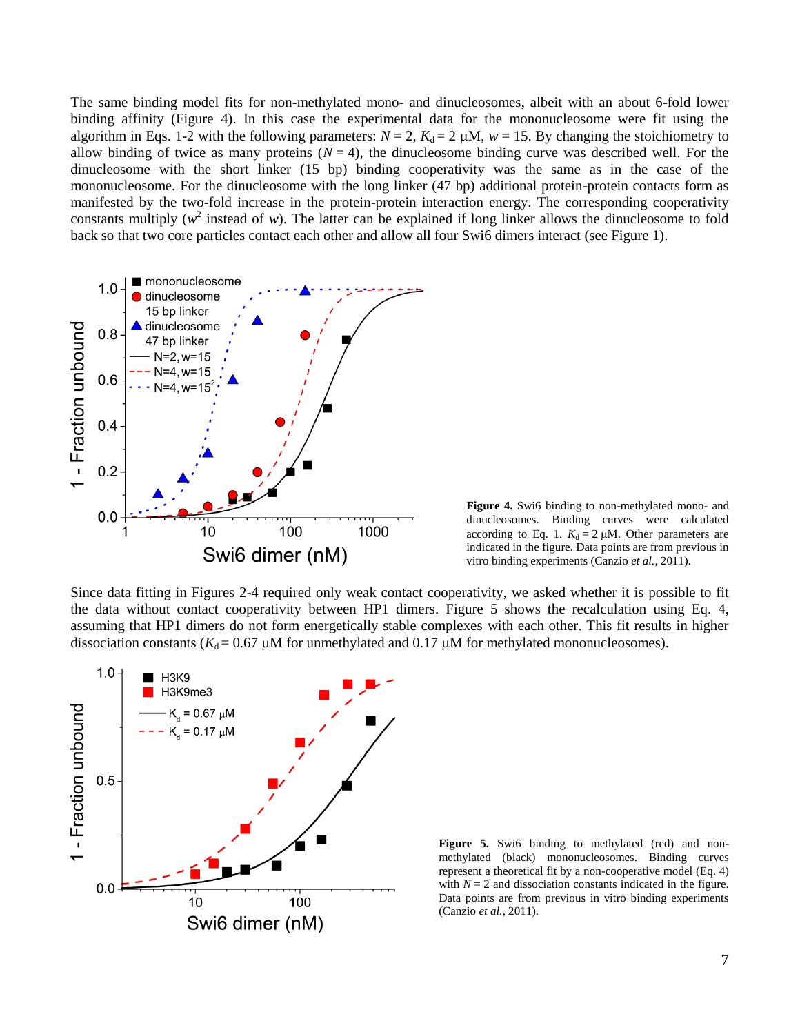The same binding model fits for non-methylated mono- and dinucleosomes, albeit with an about 6-fold lower binding affinity (Figure 4). In this case the experimental data for the mononucleosome were fit using the algorithm in Eqs. 1-2 with the following parameters: $N = 2$, $K_d = 2$ μM, $w = 15$. By changing the stoichiometry to allow binding of twice as many proteins ($N = 4$), the dinucleosome binding curve was described well. For the dinucleosome with the short linker (15 bp) binding cooperativity was the same as in the case of the mononucleosome. For the dinucleosome with the long linker (47 bp) additional protein-protein contacts form as manifested by the two-fold increase in the protein-protein interaction energy. The corresponding cooperativity constants multiply ($w^2$ instead of $w$). The latter can be explained if long linker allows the dinucleosome to fold back so that two core particles contact each other and allow all four Swi6 dimers interact (see Figure 1).

**Figure 4.** Swi6 binding to non-methylated mono- and dinucleosomes. Binding curves were calculated according to Eq. 1. $K_d = 2$ μM. Other parameters are indicated in the figure. Data points are from previous in vitro binding experiments (Canzio *et al.*, 2011).

Since data fitting in Figures 2-4 required only weak contact cooperativity, we asked whether it is possible to fit the data without contact cooperativity between HP1 dimers. Figure 5 shows the recalculation using Eq. 4, assuming that HP1 dimers do not form energetically stable complexes with each other. This fit results in higher dissociation constants ($K_d = 0.67$ μM for unmethylated and 0.17 μM for methylated mononucleosomes).

**Figure 5.** Swi6 binding to methylated (red) and non-methylated (black) mononucleosomes. Binding curves represent a theoretical fit by a non-cooperative model (Eq. 4) with $N = 2$ and dissociation constants indicated in the figure. Data points are from previous in vitro binding experiments (Canzio *et al.*, 2011).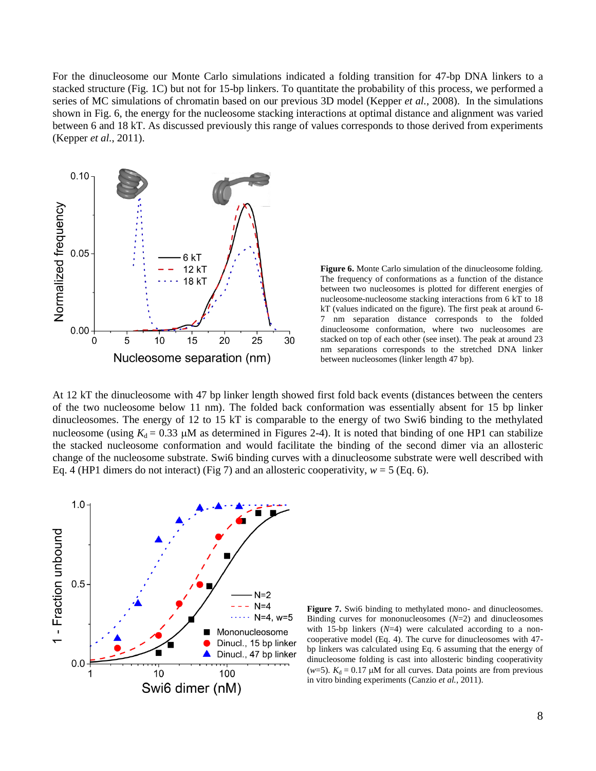For the dinucleosome our Monte Carlo simulations indicated a folding transition for 47-bp DNA linkers to a stacked structure (Fig. 1C) but not for 15-bp linkers. To quantitate the probability of this process, we performed a series of MC simulations of chromatin based on our previous 3D model (Kepper *et al.*, 2008). In the simulations shown in Fig. 6, the energy for the nucleosome stacking interactions at optimal distance and alignment was varied between 6 and 18 kT. As discussed previously this range of values corresponds to those derived from experiments (Kepper *et al.*, 2011).

**Figure 6.** Monte Carlo simulation of the dinucleosome folding. The frequency of conformations as a function of the distance between two nucleosomes is plotted for different energies of nucleosome-nucleosome stacking interactions from 6 kT to 18 kT (values indicated on the figure). The first peak at around 6-7 nm separation corresponds to the folded dinucleosome conformation, where two nucleosomes are stacked on top of each other (see inset). The peak at around 23 nm separations corresponds to the stretched DNA linker between nucleosomes (linker length 47 bp).

At 12 kT the dinucleosome with 47 bp linker length showed first fold back events (distances between the centers of the two nucleosome below 11 nm). The folded back conformation was essentially absent for 15 bp linker dinucleosomes. The energy of 12 to 15 kT is comparable to the energy of two Swi6 binding to the methylated nucleosome (using $K_d$ = 0.33 μM as determined in Figures 2-4). It is noted that binding of one HP1 can stabilize the stacked nucleosome conformation and would facilitate the binding of the second dimer via an allosteric change of the nucleosome substrate. Swi6 binding curves with a dinucleosome substrate were well described with Eq. 4 (HP1 dimers do not interact) (Fig 7) and an allosteric cooperativity, $w$ = 5 (Eq. 6).

**Figure 7.** Swi6 binding to methylated mono- and dinucleosomes. Binding curves for mononucleosomes ($N$=2) and dinucleosomes with 15-bp linkers ($N$=4) were calculated according to a non-cooperative model (Eq. 4). The curve for dinucleosomes with 47-bp linkers was calculated using Eq. 6 assuming that the energy of dinucleosome folding is cast into allosteric binding cooperativity ($w$=5). $K_d$ = 0.17 μM for all curves. Data points are from previous in vitro binding experiments (Canzio *et al.*, 2011).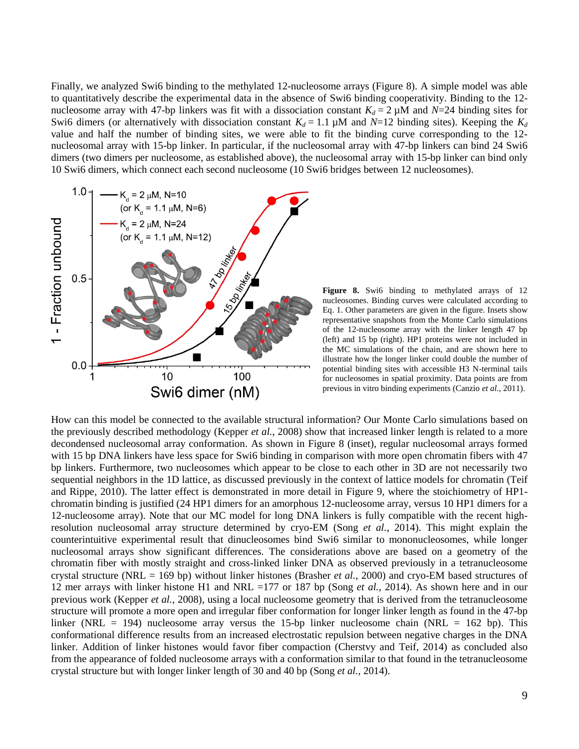Finally, we analyzed Swi6 binding to the methylated 12-nucleosome arrays (Figure 8). A simple model was able to quantitatively describe the experimental data in the absence of Swi6 binding cooperativity. Binding to the 12-nucleosome array with 47-bp linkers was fit with a dissociation constant $K_d = 2$ μM and $N$=24 binding sites for Swi6 dimers (or alternatively with dissociation constant $K_d = 1.1$ μM and $N$=12 binding sites). Keeping the $K_d$ value and half the number of binding sites, we were able to fit the binding curve corresponding to the 12-nucleosomal array with 15-bp linker. In particular, if the nucleosomal array with 47-bp linkers can bind 24 Swi6 dimers (two dimers per nucleosome, as established above), the nucleosomal array with 15-bp linker can bind only 10 Swi6 dimers, which connect each second nucleosome (10 Swi6 bridges between 12 nucleosomes).

**Figure 8.** Swi6 binding to methylated arrays of 12 nucleosomes. Binding curves were calculated according to Eq. 1. Other parameters are given in the figure. Insets show representative snapshots from the Monte Carlo simulations of the 12-nucleosome array with the linker length 47 bp (left) and 15 bp (right). HP1 proteins were not included in the MC simulations of the chain, and are shown here to illustrate how the longer linker could double the number of potential binding sites with accessible H3 N-terminal tails for nucleosomes in spatial proximity. Data points are from previous in vitro binding experiments (Canzio *et al.*, 2011).

How can this model be connected to the available structural information? Our Monte Carlo simulations based on the previously described methodology (Kepper *et al.*, 2008) show that increased linker length is related to a more decondensed nucleosomal array conformation. As shown in Figure 8 (inset), regular nucleosomal arrays formed with 15 bp DNA linkers have less space for Swi6 binding in comparison with more open chromatin fibers with 47 bp linkers. Furthermore, two nucleosomes which appear to be close to each other in 3D are not necessarily two sequential neighbors in the 1D lattice, as discussed previously in the context of lattice models for chromatin (Teif and Rippe, 2010). The latter effect is demonstrated in more detail in Figure 9, where the stoichiometry of HP1-chromatin binding is justified (24 HP1 dimers for an amorphous 12-nucleosome array, versus 10 HP1 dimers for a 12-nucleosome array). Note that our MC model for long DNA linkers is fully compatible with the recent high-resolution nucleosomal array structure determined by cryo-EM (Song *et al.*, 2014). This might explain the counterintuitive experimental result that dinucleosomes bind Swi6 similar to mononucleosomes, while longer nucleosomal arrays show significant differences. The considerations above are based on a geometry of the chromatin fiber with mostly straight and cross-linked linker DNA as observed previously in a tetranucleosome crystal structure (NRL = 169 bp) without linker histones (Brasher *et al.*, 2000) and cryo-EM based structures of 12 mer arrays with linker histone H1 and NRL =177 or 187 bp (Song *et al.*, 2014). As shown here and in our previous work (Kepper *et al.*, 2008), using a local nucleosome geometry that is derived from the tetranucleosome structure will promote a more open and irregular fiber conformation for longer linker length as found in the 47-bp linker (NRL = 194) nucleosome array versus the 15-bp linker nucleosome chain (NRL = 162 bp). This conformational difference results from an increased electrostatic repulsion between negative charges in the DNA linker. Addition of linker histones would favor fiber compaction (Cherstvy and Teif, 2014) as concluded also from the appearance of folded nucleosome arrays with a conformation similar to that found in the tetranucleosome crystal structure but with longer linker length of 30 and 40 bp (Song *et al.*, 2014).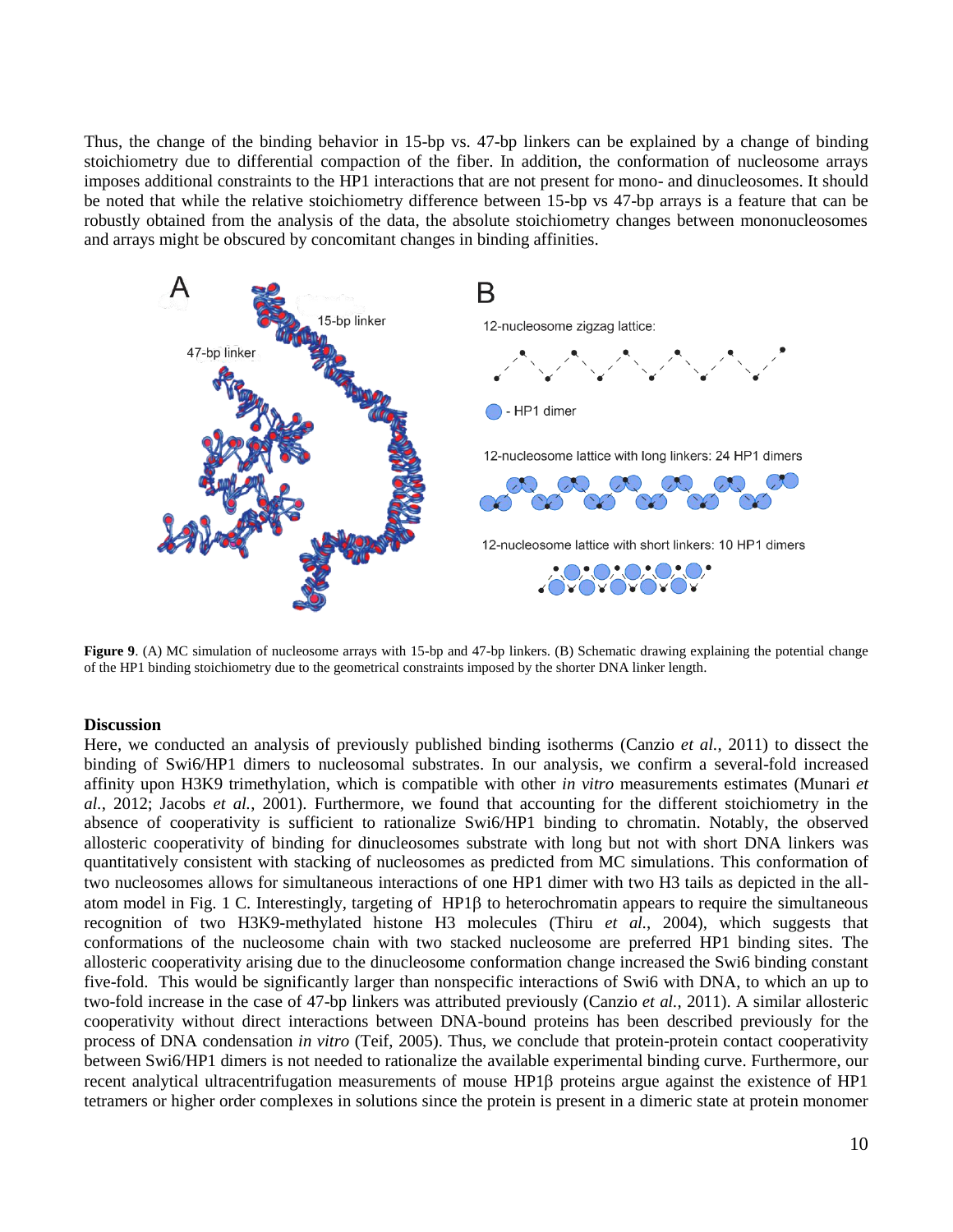Thus, the change of the binding behavior in 15-bp vs. 47-bp linkers can be explained by a change of binding stoichiometry due to differential compaction of the fiber. In addition, the conformation of nucleosome arrays imposes additional constraints to the HP1 interactions that are not present for mono- and dinucleosomes. It should be noted that while the relative stoichiometry difference between 15-bp vs 47-bp arrays is a feature that can be robustly obtained from the analysis of the data, the absolute stoichiometry changes between mononucleosomes and arrays might be obscured by concomitant changes in binding affinities.

**Figure 9**. (A) MC simulation of nucleosome arrays with 15-bp and 47-bp linkers. (B) Schematic drawing explaining the potential change of the HP1 binding stoichiometry due to the geometrical constraints imposed by the shorter DNA linker length.

### Discussion

Here, we conducted an analysis of previously published binding isotherms (Canzio *et al.*, 2011) to dissect the binding of Swi6/HP1 dimers to nucleosomal substrates. In our analysis, we confirm a several-fold increased affinity upon H3K9 trimethylation, which is compatible with other *in vitro* measurements estimates (Munari *et al.*, 2012; Jacobs *et al.*, 2001). Furthermore, we found that accounting for the different stoichiometry in the absence of cooperativity is sufficient to rationalize Swi6/HP1 binding to chromatin. Notably, the observed allosteric cooperativity of binding for dinucleosomes substrate with long but not with short DNA linkers was quantitatively consistent with stacking of nucleosomes as predicted from MC simulations. This conformation of two nucleosomes allows for simultaneous interactions of one HP1 dimer with two H3 tails as depicted in the all-atom model in Fig. 1 C. Interestingly, targeting of HP1β to heterochromatin appears to require the simultaneous recognition of two H3K9-methylated histone H3 molecules (Thiru *et al.*, 2004), which suggests that conformations of the nucleosome chain with two stacked nucleosome are preferred HP1 binding sites. The allosteric cooperativity arising due to the dinucleosome conformation change increased the Swi6 binding constant five-fold. This would be significantly larger than nonspecific interactions of Swi6 with DNA, to which an up to two-fold increase in the case of 47-bp linkers was attributed previously (Canzio *et al.*, 2011). A similar allosteric cooperativity without direct interactions between DNA-bound proteins has been described previously for the process of DNA condensation *in vitro* (Teif, 2005). Thus, we conclude that protein-protein contact cooperativity between Swi6/HP1 dimers is not needed to rationalize the available experimental binding curve. Furthermore, our recent analytical ultracentrifugation measurements of mouse HP1β proteins argue against the existence of HP1 tetramers or higher order complexes in solutions since the protein is present in a dimeric state at protein monomer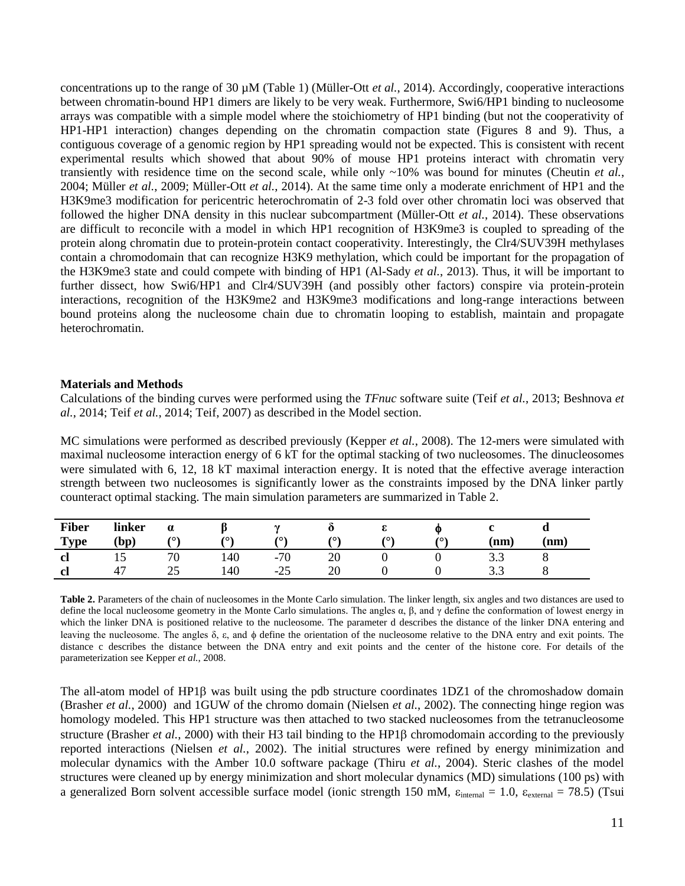concentrations up to the range of 30 µM (Table 1) (Müller-Ott *et al.*, 2014). Accordingly, cooperative interactions between chromatin-bound HP1 dimers are likely to be very weak. Furthermore, Swi6/HP1 binding to nucleosome arrays was compatible with a simple model where the stoichiometry of HP1 binding (but not the cooperativity of HP1-HP1 interaction) changes depending on the chromatin compaction state (Figures 8 and 9). Thus, a contiguous coverage of a genomic region by HP1 spreading would not be expected. This is consistent with recent experimental results which showed that about 90% of mouse HP1 proteins interact with chromatin very transiently with residence time on the second scale, while only ~10% was bound for minutes (Cheutin *et al.*, 2004; Müller *et al.*, 2009; Müller-Ott *et al.*, 2014). At the same time only a moderate enrichment of HP1 and the H3K9me3 modification for pericentric heterochromatin of 2-3 fold over other chromatin loci was observed that followed the higher DNA density in this nuclear subcompartment (Müller-Ott *et al.*, 2014). These observations are difficult to reconcile with a model in which HP1 recognition of H3K9me3 is coupled to spreading of the protein along chromatin due to protein-protein contact cooperativity. Interestingly, the Clr4/SUV39H methylases contain a chromodomain that can recognize H3K9 methylation, which could be important for the propagation of the H3K9me3 state and could compete with binding of HP1 (Al-Sady *et al.*, 2013). Thus, it will be important to further dissect, how Swi6/HP1 and Clr4/SUV39H (and possibly other factors) conspire via protein-protein interactions, recognition of the H3K9me2 and H3K9me3 modifications and long-range interactions between bound proteins along the nucleosome chain due to chromatin looping to establish, maintain and propagate heterochromatin.

## Materials and Methods

Calculations of the binding curves were performed using the *TFnuc* software suite (Teif *et al.*, 2013; Beshnova *et al.*, 2014; Teif *et al.*, 2014; Teif, 2007) as described in the Model section.

MC simulations were performed as described previously (Kepper *et al.*, 2008). The 12-mers were simulated with maximal nucleosome interaction energy of 6 kT for the optimal stacking of two nucleosomes. The dinucleosomes were simulated with 6, 12, 18 kT maximal interaction energy. It is noted that the effective average interaction strength between two nucleosomes is significantly lower as the constraints imposed by the DNA linker partly counteract optimal stacking. The main simulation parameters are summarized in Table 2.

| Fiber Type | linker (bp) | α (°) | β (°) | γ (°) | δ (°) | ε (°) | ϕ (°) | c (nm) | d (nm) |
|---|---|---|---|---|---|---|---|---|---|
| **cl** | 15 | 70 | 140 | -70 | 20 | 0 | 0 | 3.3 | 8 |
| **cl** | 47 | 25 | 140 | -25 | 20 | 0 | 0 | 3.3 | 8 |

**Table 2.** Parameters of the chain of nucleosomes in the Monte Carlo simulation. The linker length, six angles and two distances are used to define the local nucleosome geometry in the Monte Carlo simulations. The angles α, β, and γ define the conformation of lowest energy in which the linker DNA is positioned relative to the nucleosome. The parameter d describes the distance of the linker DNA entering and leaving the nucleosome. The angles δ, ε, and ϕ define the orientation of the nucleosome relative to the DNA entry and exit points. The distance c describes the distance between the DNA entry and exit points and the center of the histone core. For details of the parameterization see Kepper *et al.*, 2008.

The all-atom model of HP1β was built using the pdb structure coordinates 1DZ1 of the chromoshadow domain (Brasher *et al.*, 2000) and 1GUW of the chromo domain (Nielsen *et al.*, 2002). The connecting hinge region was homology modeled. This HP1 structure was then attached to two stacked nucleosomes from the tetranucleosome structure (Brasher *et al.*, 2000) with their H3 tail binding to the HP1β chromodomain according to the previously reported interactions (Nielsen *et al.*, 2002). The initial structures were refined by energy minimization and molecular dynamics with the Amber 10.0 software package (Thiru *et al.*, 2004). Steric clashes of the model structures were cleaned up by energy minimization and short molecular dynamics (MD) simulations (100 ps) with a generalized Born solvent accessible surface model (ionic strength 150 mM, $\varepsilon_{internal} = 1.0$, $\varepsilon_{external} = 78.5$) (Tsui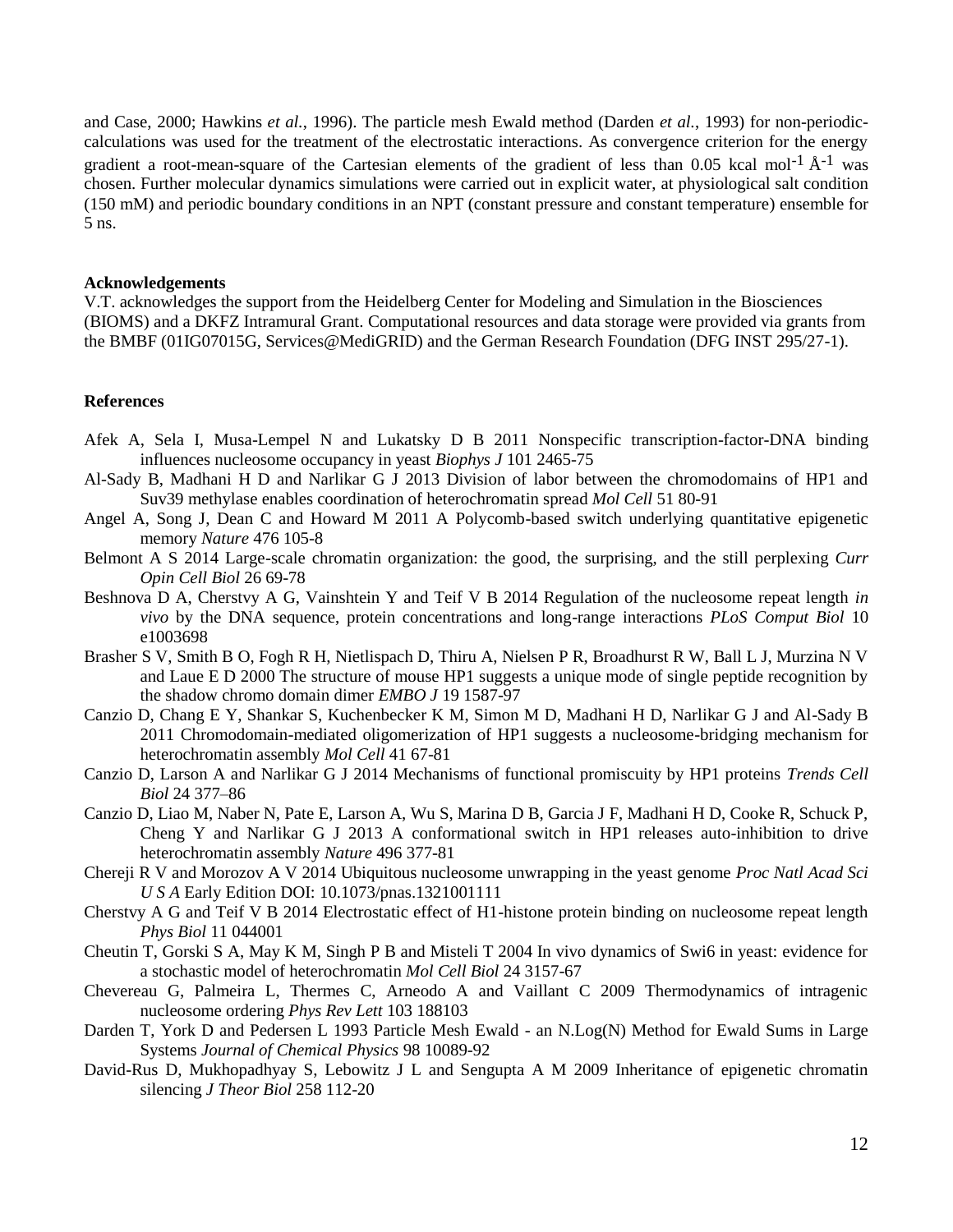and Case, 2000; Hawkins *et al.*, 1996). The particle mesh Ewald method (Darden *et al.*, 1993) for non-periodic-calculations was used for the treatment of the electrostatic interactions. As convergence criterion for the energy gradient a root-mean-square of the Cartesian elements of the gradient of less than 0.05 kcal $mol^{-1}$ $Å^{-1}$ was chosen. Further molecular dynamics simulations were carried out in explicit water, at physiological salt condition (150 mM) and periodic boundary conditions in an NPT (constant pressure and constant temperature) ensemble for 5 ns.

**Acknowledgements**

V.T. acknowledges the support from the Heidelberg Center for Modeling and Simulation in the Biosciences (BIOMS) and a DKFZ Intramural Grant. Computational resources and data storage were provided via grants from the BMBF (01IG07015G, Services@MediGRID) and the German Research Foundation (DFG INST 295/27-1).

**References**

Afek A, Sela I, Musa-Lempel N and Lukatsky D B 2011 Nonspecific transcription-factor-DNA binding influences nucleosome occupancy in yeast *Biophys J* 101 2465-75

Al-Sady B, Madhani H D and Narlikar G J 2013 Division of labor between the chromodomains of HP1 and Suv39 methylase enables coordination of heterochromatin spread *Mol Cell* 51 80-91

Angel A, Song J, Dean C and Howard M 2011 A Polycomb-based switch underlying quantitative epigenetic memory *Nature* 476 105-8

Belmont A S 2014 Large-scale chromatin organization: the good, the surprising, and the still perplexing *Curr Opin Cell Biol* 26 69-78

Beshnova D A, Cherstvy A G, Vainshtein Y and Teif V B 2014 Regulation of the nucleosome repeat length *in vivo* by the DNA sequence, protein concentrations and long-range interactions *PLoS Comput Biol* 10 e1003698

Brasher S V, Smith B O, Fogh R H, Nietlispach D, Thiru A, Nielsen P R, Broadhurst R W, Ball L J, Murzina N V and Laue E D 2000 The structure of mouse HP1 suggests a unique mode of single peptide recognition by the shadow chromo domain dimer *EMBO J* 19 1587-97

Canzio D, Chang E Y, Shankar S, Kuchenbecker K M, Simon M D, Madhani H D, Narlikar G J and Al-Sady B 2011 Chromodomain-mediated oligomerization of HP1 suggests a nucleosome-bridging mechanism for heterochromatin assembly *Mol Cell* 41 67-81

Canzio D, Larson A and Narlikar G J 2014 Mechanisms of functional promiscuity by HP1 proteins *Trends Cell Biol* 24 377–86

Canzio D, Liao M, Naber N, Pate E, Larson A, Wu S, Marina D B, Garcia J F, Madhani H D, Cooke R, Schuck P, Cheng Y and Narlikar G J 2013 A conformational switch in HP1 releases auto-inhibition to drive heterochromatin assembly *Nature* 496 377-81

Chereji R V and Morozov A V 2014 Ubiquitous nucleosome unwrapping in the yeast genome *Proc Natl Acad Sci U S A* Early Edition DOI: 10.1073/pnas.1321001111

Cherstvy A G and Teif V B 2014 Electrostatic effect of H1-histone protein binding on nucleosome repeat length *Phys Biol* 11 044001

Cheutin T, Gorski S A, May K M, Singh P B and Misteli T 2004 In vivo dynamics of Swi6 in yeast: evidence for a stochastic model of heterochromatin *Mol Cell Biol* 24 3157-67

Chevereau G, Palmeira L, Thermes C, Arneodo A and Vaillant C 2009 Thermodynamics of intragenic nucleosome ordering *Phys Rev Lett* 103 188103

Darden T, York D and Pedersen L 1993 Particle Mesh Ewald - an N.Log(N) Method for Ewald Sums in Large Systems *Journal of Chemical Physics* 98 10089-92

David-Rus D, Mukhopadhyay S, Lebowitz J L and Sengupta A M 2009 Inheritance of epigenetic chromatin silencing *J Theor Biol* 258 112-20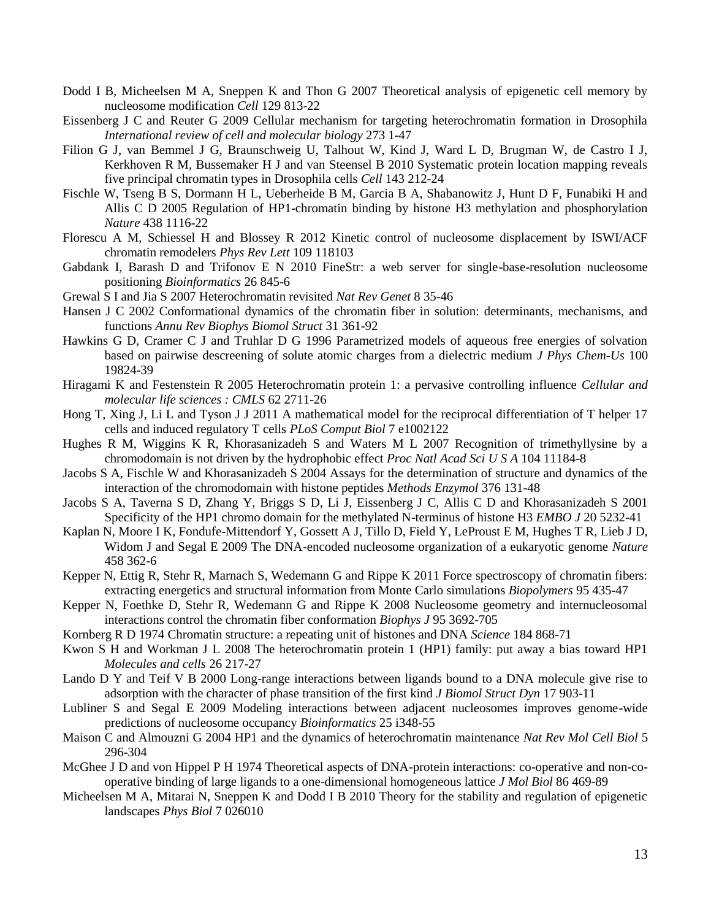Dodd I B, Micheelsen M A, Sneppen K and Thon G 2007 Theoretical analysis of epigenetic cell memory by nucleosome modification *Cell* 129 813-22

Eissenberg J C and Reuter G 2009 Cellular mechanism for targeting heterochromatin formation in Drosophila *International review of cell and molecular biology* 273 1-47

Filion G J, van Bemmel J G, Braunschweig U, Talhout W, Kind J, Ward L D, Brugman W, de Castro I J, Kerkhoven R M, Bussemaker H J and van Steensel B 2010 Systematic protein location mapping reveals five principal chromatin types in Drosophila cells *Cell* 143 212-24

Fischle W, Tseng B S, Dormann H L, Ueberheide B M, Garcia B A, Shabanowitz J, Hunt D F, Funabiki H and Allis C D 2005 Regulation of HP1-chromatin binding by histone H3 methylation and phosphorylation *Nature* 438 1116-22

Florescu A M, Schiessel H and Blossey R 2012 Kinetic control of nucleosome displacement by ISWI/ACF chromatin remodelers *Phys Rev Lett* 109 118103

Gabdank I, Barash D and Trifonov E N 2010 FineStr: a web server for single-base-resolution nucleosome positioning *Bioinformatics* 26 845-6

Grewal S I and Jia S 2007 Heterochromatin revisited *Nat Rev Genet* 8 35-46

Hansen J C 2002 Conformational dynamics of the chromatin fiber in solution: determinants, mechanisms, and functions *Annu Rev Biophys Biomol Struct* 31 361-92

Hawkins G D, Cramer C J and Truhlar D G 1996 Parametrized models of aqueous free energies of solvation based on pairwise descreening of solute atomic charges from a dielectric medium *J Phys Chem-Us* 100 19824-39

Hiragami K and Festenstein R 2005 Heterochromatin protein 1: a pervasive controlling influence *Cellular and molecular life sciences : CMLS* 62 2711-26

Hong T, Xing J, Li L and Tyson J J 2011 A mathematical model for the reciprocal differentiation of T helper 17 cells and induced regulatory T cells *PLoS Comput Biol* 7 e1002122

Hughes R M, Wiggins K R, Khorasanizadeh S and Waters M L 2007 Recognition of trimethyllysine by a chromodomain is not driven by the hydrophobic effect *Proc Natl Acad Sci U S A* 104 11184-8

Jacobs S A, Fischle W and Khorasanizadeh S 2004 Assays for the determination of structure and dynamics of the interaction of the chromodomain with histone peptides *Methods Enzymol* 376 131-48

Jacobs S A, Taverna S D, Zhang Y, Briggs S D, Li J, Eissenberg J C, Allis C D and Khorasanizadeh S 2001 Specificity of the HP1 chromo domain for the methylated N-terminus of histone H3 *EMBO J* 20 5232-41

Kaplan N, Moore I K, Fondufe-Mittendorf Y, Gossett A J, Tillo D, Field Y, LeProust E M, Hughes T R, Lieb J D, Widom J and Segal E 2009 The DNA-encoded nucleosome organization of a eukaryotic genome *Nature* 458 362-6

Kepper N, Ettig R, Stehr R, Marnach S, Wedemann G and Rippe K 2011 Force spectroscopy of chromatin fibers: extracting energetics and structural information from Monte Carlo simulations *Biopolymers* 95 435-47

Kepper N, Foethke D, Stehr R, Wedemann G and Rippe K 2008 Nucleosome geometry and internucleosomal interactions control the chromatin fiber conformation *Biophys J* 95 3692-705

Kornberg R D 1974 Chromatin structure: a repeating unit of histones and DNA *Science* 184 868-71

Kwon S H and Workman J L 2008 The heterochromatin protein 1 (HP1) family: put away a bias toward HP1 *Molecules and cells* 26 217-27

Lando D Y and Teif V B 2000 Long-range interactions between ligands bound to a DNA molecule give rise to adsorption with the character of phase transition of the first kind *J Biomol Struct Dyn* 17 903-11

Lubliner S and Segal E 2009 Modeling interactions between adjacent nucleosomes improves genome-wide predictions of nucleosome occupancy *Bioinformatics* 25 i348-55

Maison C and Almouzni G 2004 HP1 and the dynamics of heterochromatin maintenance *Nat Rev Mol Cell Biol* 5 296-304

McGhee J D and von Hippel P H 1974 Theoretical aspects of DNA-protein interactions: co-operative and non-co-operative binding of large ligands to a one-dimensional homogeneous lattice *J Mol Biol* 86 469-89

Micheelsen M A, Mitarai N, Sneppen K and Dodd I B 2010 Theory for the stability and regulation of epigenetic landscapes *Phys Biol* 7 026010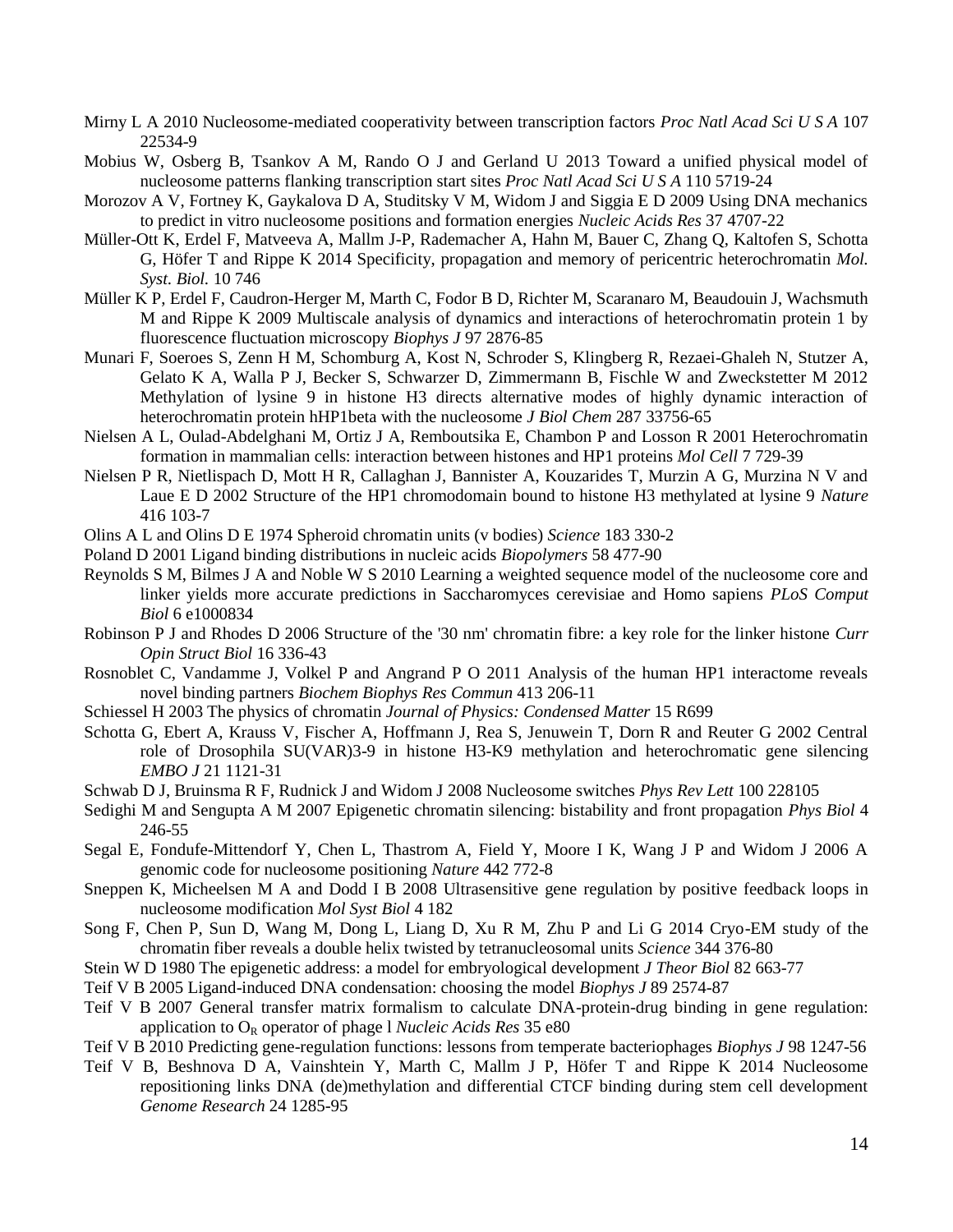Mirny L A 2010 Nucleosome-mediated cooperativity between transcription factors *Proc Natl Acad Sci U S A* 107 22534-9

Mobius W, Osberg B, Tsankov A M, Rando O J and Gerland U 2013 Toward a unified physical model of nucleosome patterns flanking transcription start sites *Proc Natl Acad Sci U S A* 110 5719-24

Morozov A V, Fortney K, Gaykalova D A, Studitsky V M, Widom J and Siggia E D 2009 Using DNA mechanics to predict in vitro nucleosome positions and formation energies *Nucleic Acids Res* 37 4707-22

Müller-Ott K, Erdel F, Matveeva A, Mallm J-P, Rademacher A, Hahn M, Bauer C, Zhang Q, Kaltofen S, Schotta G, Höfer T and Rippe K 2014 Specificity, propagation and memory of pericentric heterochromatin *Mol. Syst. Biol.* 10 746

Müller K P, Erdel F, Caudron-Herger M, Marth C, Fodor B D, Richter M, Scaranaro M, Beaudouin J, Wachsmuth M and Rippe K 2009 Multiscale analysis of dynamics and interactions of heterochromatin protein 1 by fluorescence fluctuation microscopy *Biophys J* 97 2876-85

Munari F, Soeroes S, Zenn H M, Schomburg A, Kost N, Schroder S, Klingberg R, Rezaei-Ghaleh N, Stutzer A, Gelato K A, Walla P J, Becker S, Schwarzer D, Zimmermann B, Fischle W and Zweckstetter M 2012 Methylation of lysine 9 in histone H3 directs alternative modes of highly dynamic interaction of heterochromatin protein hHP1beta with the nucleosome *J Biol Chem* 287 33756-65

Nielsen A L, Oulad-Abdelghani M, Ortiz J A, Remboutsika E, Chambon P and Losson R 2001 Heterochromatin formation in mammalian cells: interaction between histones and HP1 proteins *Mol Cell* 7 729-39

Nielsen P R, Nietlispach D, Mott H R, Callaghan J, Bannister A, Kouzarides T, Murzin A G, Murzina N V and Laue E D 2002 Structure of the HP1 chromodomain bound to histone H3 methylated at lysine 9 *Nature* 416 103-7

Olins A L and Olins D E 1974 Spheroid chromatin units (v bodies) *Science* 183 330-2

Poland D 2001 Ligand binding distributions in nucleic acids *Biopolymers* 58 477-90

Reynolds S M, Bilmes J A and Noble W S 2010 Learning a weighted sequence model of the nucleosome core and linker yields more accurate predictions in Saccharomyces cerevisiae and Homo sapiens *PLoS Comput Biol* 6 e1000834

Robinson P J and Rhodes D 2006 Structure of the '30 nm' chromatin fibre: a key role for the linker histone *Curr Opin Struct Biol* 16 336-43

Rosnoblet C, Vandamme J, Volkel P and Angrand P O 2011 Analysis of the human HP1 interactome reveals novel binding partners *Biochem Biophys Res Commun* 413 206-11

Schiessel H 2003 The physics of chromatin *Journal of Physics: Condensed Matter* 15 R699

Schotta G, Ebert A, Krauss V, Fischer A, Hoffmann J, Rea S, Jenuwein T, Dorn R and Reuter G 2002 Central role of Drosophila SU(VAR)3-9 in histone H3-K9 methylation and heterochromatic gene silencing *EMBO J* 21 1121-31

Schwab D J, Bruinsma R F, Rudnick J and Widom J 2008 Nucleosome switches *Phys Rev Lett* 100 228105

Sedighi M and Sengupta A M 2007 Epigenetic chromatin silencing: bistability and front propagation *Phys Biol* 4 246-55

Segal E, Fondufe-Mittendorf Y, Chen L, Thastrom A, Field Y, Moore I K, Wang J P and Widom J 2006 A genomic code for nucleosome positioning *Nature* 442 772-8

Sneppen K, Micheelsen M A and Dodd I B 2008 Ultrasensitive gene regulation by positive feedback loops in nucleosome modification *Mol Syst Biol* 4 182

Song F, Chen P, Sun D, Wang M, Dong L, Liang D, Xu R M, Zhu P and Li G 2014 Cryo-EM study of the chromatin fiber reveals a double helix twisted by tetranucleosomal units *Science* 344 376-80

Stein W D 1980 The epigenetic address: a model for embryological development *J Theor Biol* 82 663-77

Teif V B 2005 Ligand-induced DNA condensation: choosing the model *Biophys J* 89 2574-87

Teif V B 2007 General transfer matrix formalism to calculate DNA-protein-drug binding in gene regulation: application to $O_R$ operator of phage l *Nucleic Acids Res* 35 e80

Teif V B 2010 Predicting gene-regulation functions: lessons from temperate bacteriophages *Biophys J* 98 1247-56

Teif V B, Beshnova D A, Vainshtein Y, Marth C, Mallm J P, Höfer T and Rippe K 2014 Nucleosome repositioning links DNA (de)methylation and differential CTCF binding during stem cell development *Genome Research* 24 1285-95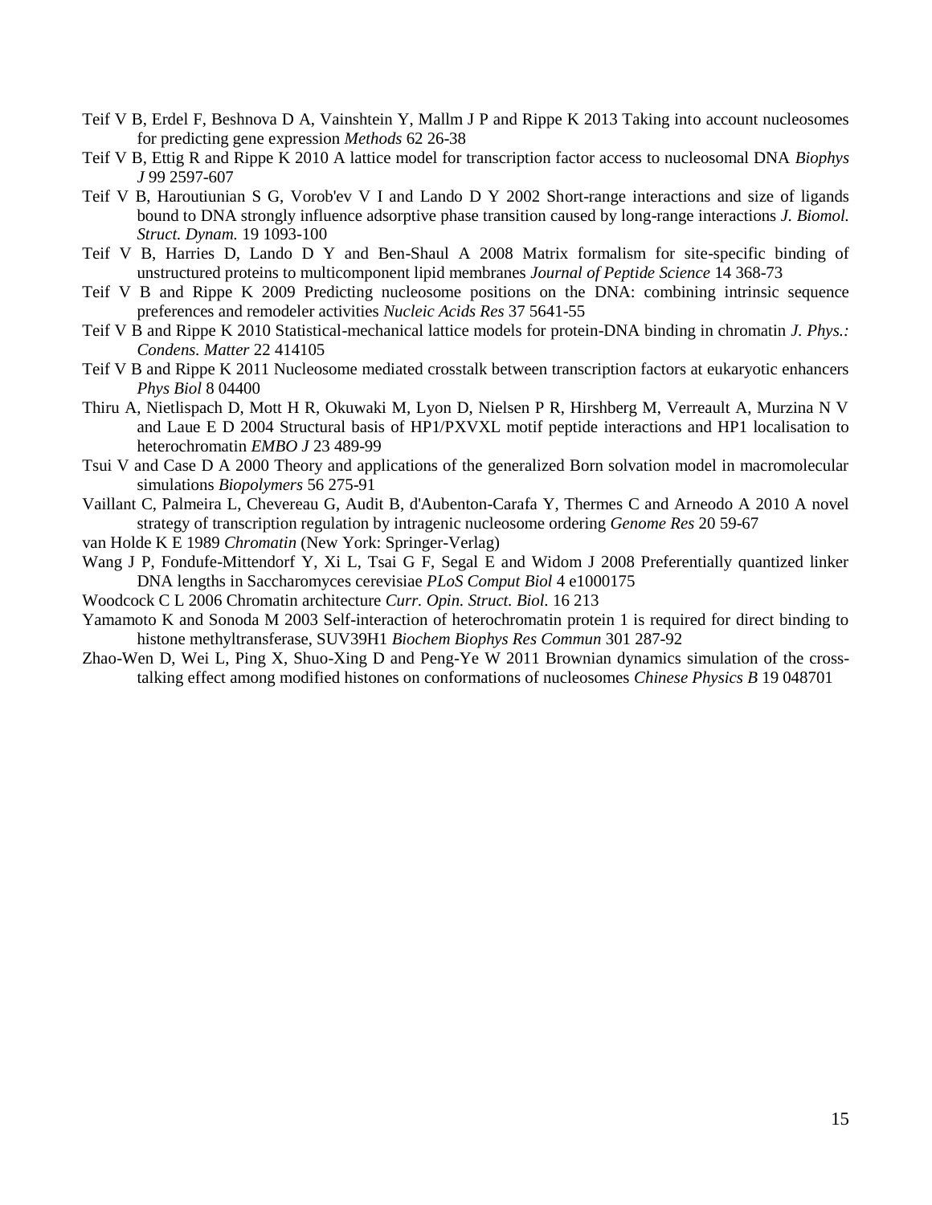Teif V B, Erdel F, Beshnova D A, Vainshtein Y, Mallm J P and Rippe K 2013 Taking into account nucleosomes for predicting gene expression *Methods* 62 26-38

Teif V B, Ettig R and Rippe K 2010 A lattice model for transcription factor access to nucleosomal DNA *Biophys J* 99 2597-607

Teif V B, Haroutiunian S G, Vorob'ev V I and Lando D Y 2002 Short-range interactions and size of ligands bound to DNA strongly influence adsorptive phase transition caused by long-range interactions *J. Biomol. Struct. Dynam.* 19 1093-100

Teif V B, Harries D, Lando D Y and Ben-Shaul A 2008 Matrix formalism for site-specific binding of unstructured proteins to multicomponent lipid membranes *Journal of Peptide Science* 14 368-73

Teif V B and Rippe K 2009 Predicting nucleosome positions on the DNA: combining intrinsic sequence preferences and remodeler activities *Nucleic Acids Res* 37 5641-55

Teif V B and Rippe K 2010 Statistical-mechanical lattice models for protein-DNA binding in chromatin *J. Phys.: Condens. Matter* 22 414105

Teif V B and Rippe K 2011 Nucleosome mediated crosstalk between transcription factors at eukaryotic enhancers *Phys Biol* 8 04400

Thiru A, Nietlispach D, Mott H R, Okuwaki M, Lyon D, Nielsen P R, Hirshberg M, Verreault A, Murzina N V and Laue E D 2004 Structural basis of HP1/PXVXL motif peptide interactions and HP1 localisation to heterochromatin *EMBO J* 23 489-99

Tsui V and Case D A 2000 Theory and applications of the generalized Born solvation model in macromolecular simulations *Biopolymers* 56 275-91

Vaillant C, Palmeira L, Chevereau G, Audit B, d'Aubenton-Carafa Y, Thermes C and Arneodo A 2010 A novel strategy of transcription regulation by intragenic nucleosome ordering *Genome Res* 20 59-67

van Holde K E 1989 *Chromatin* (New York: Springer-Verlag)

Wang J P, Fondufe-Mittendorf Y, Xi L, Tsai G F, Segal E and Widom J 2008 Preferentially quantized linker DNA lengths in Saccharomyces cerevisiae *PLoS Comput Biol* 4 e1000175

Woodcock C L 2006 Chromatin architecture *Curr. Opin. Struct. Biol.* 16 213

Yamamoto K and Sonoda M 2003 Self-interaction of heterochromatin protein 1 is required for direct binding to histone methyltransferase, SUV39H1 *Biochem Biophys Res Commun* 301 287-92

Zhao-Wen D, Wei L, Ping X, Shuo-Xing D and Peng-Ye W 2011 Brownian dynamics simulation of the cross-talking effect among modified histones on conformations of nucleosomes *Chinese Physics B* 19 048701